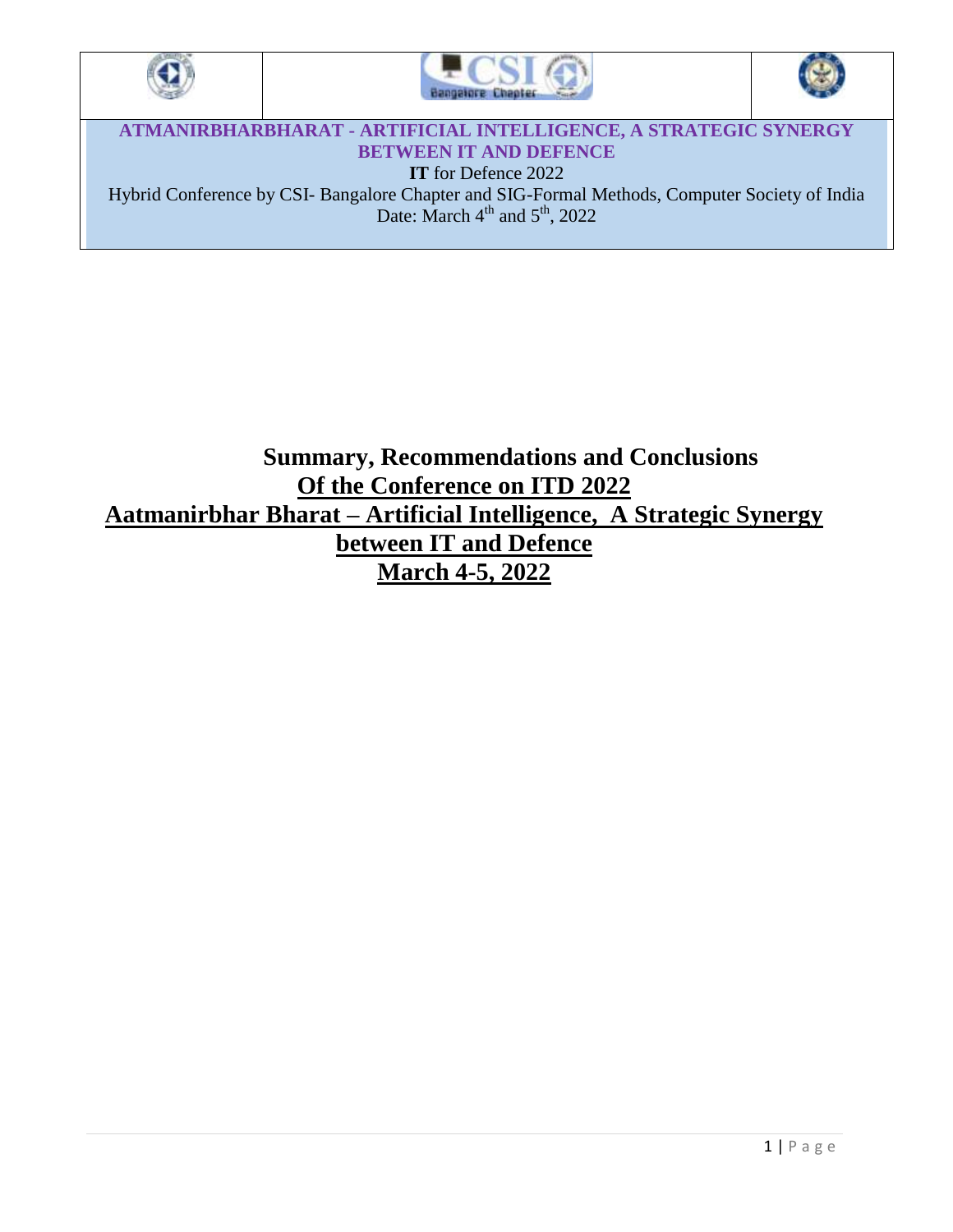**ATMANIRBHARBHARAT - ARTIFICIAL INTELLIGENCE, A STRATEGIC SYNERGY BETWEEN IT AND DEFENCE**

**IT** for Defence 2022

Hybrid Conference by CSI- Bangalore Chapter and SIG-Formal Methods, Computer Society of India

Date: March 4th and 5th, 2022

# Summary, Recommendations and Conclusions

## Of the Conference on ITD 2022

## Aatmanirbhar Bharat – Artificial Intelligence, A Strategic Synergy between IT and Defence

## March 4-5, 2022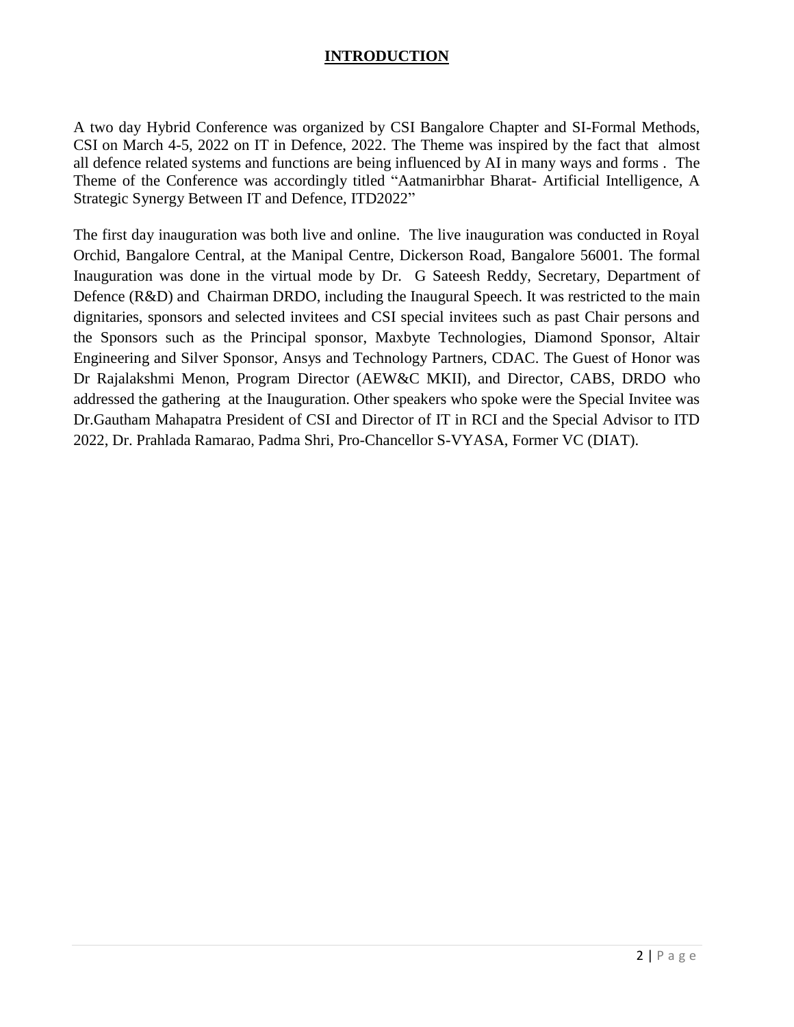## INTRODUCTION

A two day Hybrid Conference was organized by CSI Bangalore Chapter and SI-Formal Methods, CSI on March 4-5, 2022 on IT in Defence, 2022. The Theme was inspired by the fact that almost all defence related systems and functions are being influenced by AI in many ways and forms . The Theme of the Conference was accordingly titled "Aatmanirbhar Bharat- Artificial Intelligence, A Strategic Synergy Between IT and Defence, ITD2022"

The first day inauguration was both live and online. The live inauguration was conducted in Royal Orchid, Bangalore Central, at the Manipal Centre, Dickerson Road, Bangalore 56001. The formal Inauguration was done in the virtual mode by Dr. G Sateesh Reddy, Secretary, Department of Defence (R&D) and Chairman DRDO, including the Inaugural Speech. It was restricted to the main dignitaries, sponsors and selected invitees and CSI special invitees such as past Chair persons and the Sponsors such as the Principal sponsor, Maxbyte Technologies, Diamond Sponsor, Altair Engineering and Silver Sponsor, Ansys and Technology Partners, CDAC. The Guest of Honor was Dr Rajalakshmi Menon, Program Director (AEW&C MKII), and Director, CABS, DRDO who addressed the gathering at the Inauguration. Other speakers who spoke were the Special Invitee was Dr.Gautham Mahapatra President of CSI and Director of IT in RCI and the Special Advisor to ITD 2022, Dr. Prahlada Ramarao, Padma Shri, Pro-Chancellor S-VYASA, Former VC (DIAT).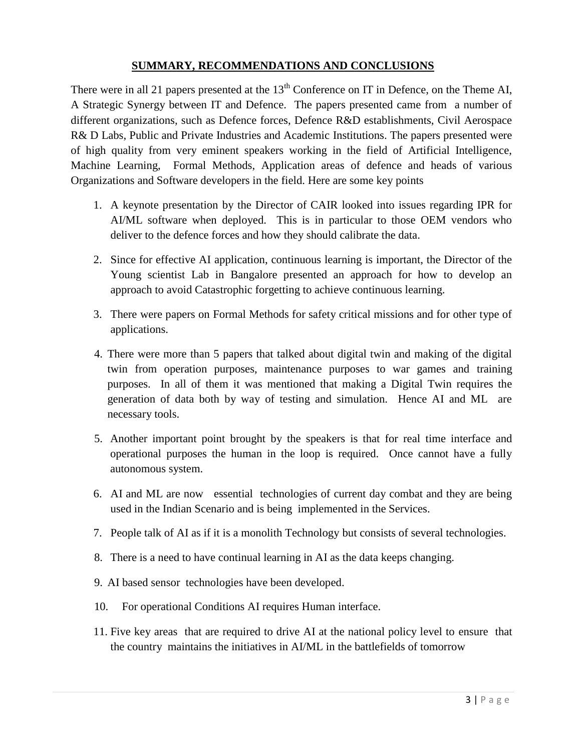## SUMMARY, RECOMMENDATIONS AND CONCLUSIONS

There were in all 21 papers presented at the 13th Conference on IT in Defence, on the Theme AI, A Strategic Synergy between IT and Defence. The papers presented came from a number of different organizations, such as Defence forces, Defence R&D establishments, Civil Aerospace R& D Labs, Public and Private Industries and Academic Institutions. The papers presented were of high quality from very eminent speakers working in the field of Artificial Intelligence, Machine Learning, Formal Methods, Application areas of defence and heads of various Organizations and Software developers in the field. Here are some key points

1. A keynote presentation by the Director of CAIR looked into issues regarding IPR for AI/ML software when deployed. This is in particular to those OEM vendors who deliver to the defence forces and how they should calibrate the data.
2. Since for effective AI application, continuous learning is important, the Director of the Young scientist Lab in Bangalore presented an approach for how to develop an approach to avoid Catastrophic forgetting to achieve continuous learning.
3. There were papers on Formal Methods for safety critical missions and for other type of applications.
4. There were more than 5 papers that talked about digital twin and making of the digital twin from operation purposes, maintenance purposes to war games and training purposes. In all of them it was mentioned that making a Digital Twin requires the generation of data both by way of testing and simulation. Hence AI and ML are necessary tools.
5. Another important point brought by the speakers is that for real time interface and operational purposes the human in the loop is required. Once cannot have a fully autonomous system.
6. AI and ML are now essential technologies of current day combat and they are being used in the Indian Scenario and is being implemented in the Services.
7. People talk of AI as if it is a monolith Technology but consists of several technologies.
8. There is a need to have continual learning in AI as the data keeps changing.
9. AI based sensor technologies have been developed.
10. For operational Conditions AI requires Human interface.
11. Five key areas that are required to drive AI at the national policy level to ensure that the country maintains the initiatives in AI/ML in the battlefields of tomorrow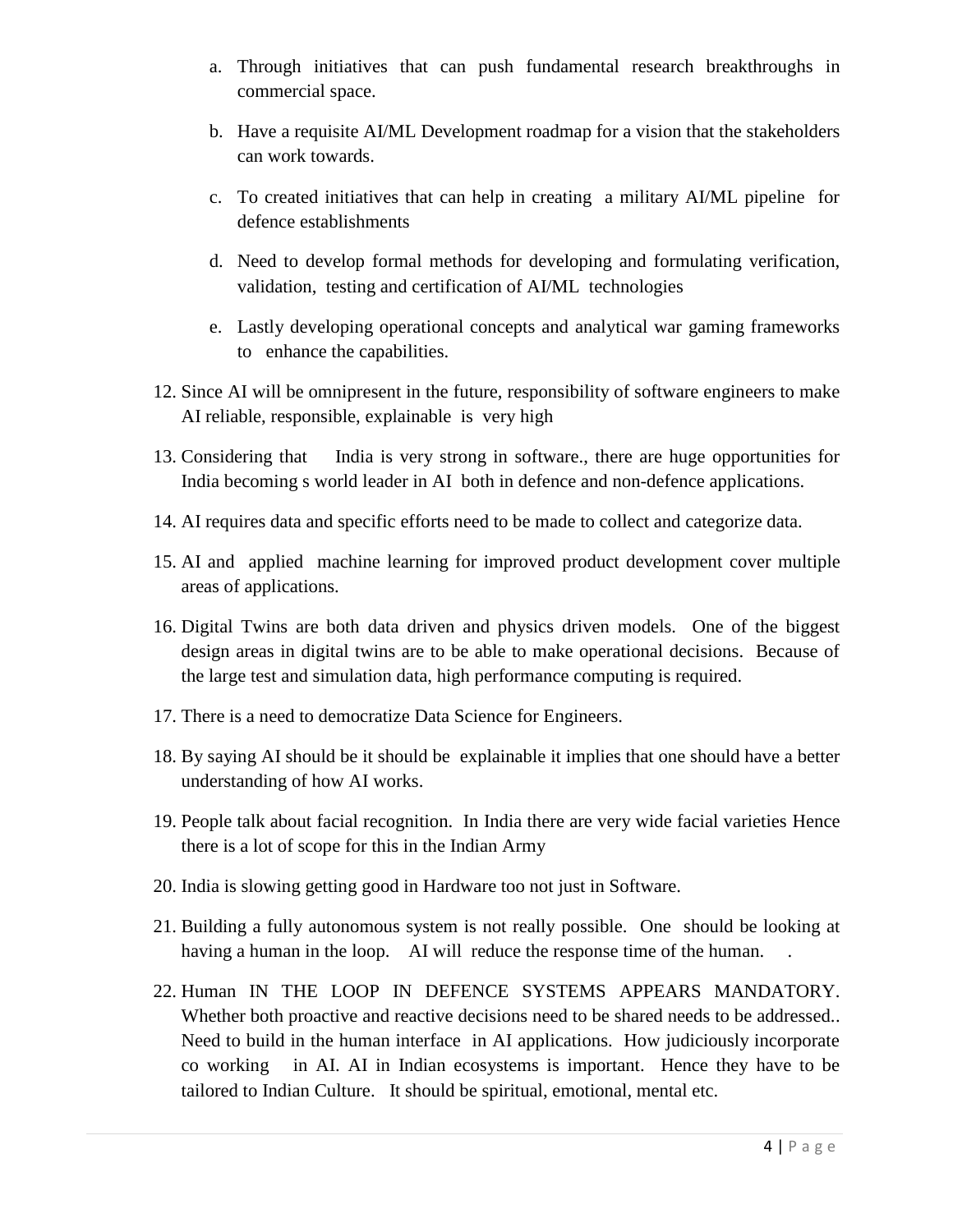a. Through initiatives that can push fundamental research breakthroughs in commercial space.

b. Have a requisite AI/ML Development roadmap for a vision that the stakeholders can work towards.

c. To created initiatives that can help in creating a military AI/ML pipeline for defence establishments

d. Need to develop formal methods for developing and formulating verification, validation, testing and certification of AI/ML technologies

e. Lastly developing operational concepts and analytical war gaming frameworks to enhance the capabilities.

12. Since AI will be omnipresent in the future, responsibility of software engineers to make AI reliable, responsible, explainable is very high

13. Considering that India is very strong in software., there are huge opportunities for India becoming s world leader in AI both in defence and non-defence applications.

14. AI requires data and specific efforts need to be made to collect and categorize data.

15. AI and applied machine learning for improved product development cover multiple areas of applications.

16. Digital Twins are both data driven and physics driven models. One of the biggest design areas in digital twins are to be able to make operational decisions. Because of the large test and simulation data, high performance computing is required.

17. There is a need to democratize Data Science for Engineers.

18. By saying AI should be it should be explainable it implies that one should have a better understanding of how AI works.

19. People talk about facial recognition. In India there are very wide facial varieties Hence there is a lot of scope for this in the Indian Army

20. India is slowing getting good in Hardware too not just in Software.

21. Building a fully autonomous system is not really possible. One should be looking at having a human in the loop. AI will reduce the response time of the human. .

22. Human IN THE LOOP IN DEFENCE SYSTEMS APPEARS MANDATORY. Whether both proactive and reactive decisions need to be shared needs to be addressed.. Need to build in the human interface in AI applications. How judiciously incorporate co working in AI. AI in Indian ecosystems is important. Hence they have to be tailored to Indian Culture. It should be spiritual, emotional, mental etc.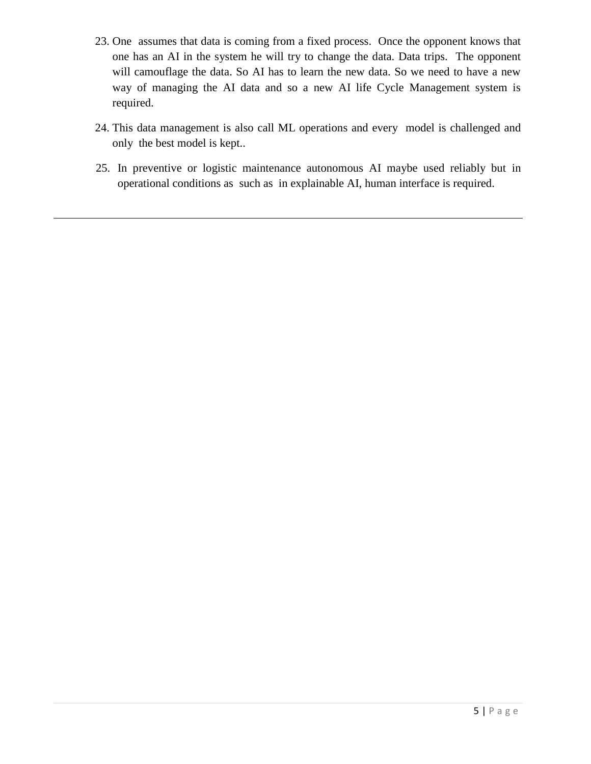23. One assumes that data is coming from a fixed process. Once the opponent knows that one has an AI in the system he will try to change the data. Data trips. The opponent will camouflage the data. So AI has to learn the new data. So we need to have a new way of managing the AI data and so a new AI life Cycle Management system is required.
24. This data management is also call ML operations and every model is challenged and only the best model is kept..
25. In preventive or logistic maintenance autonomous AI maybe used reliably but in operational conditions as such as in explainable AI, human interface is required.

---